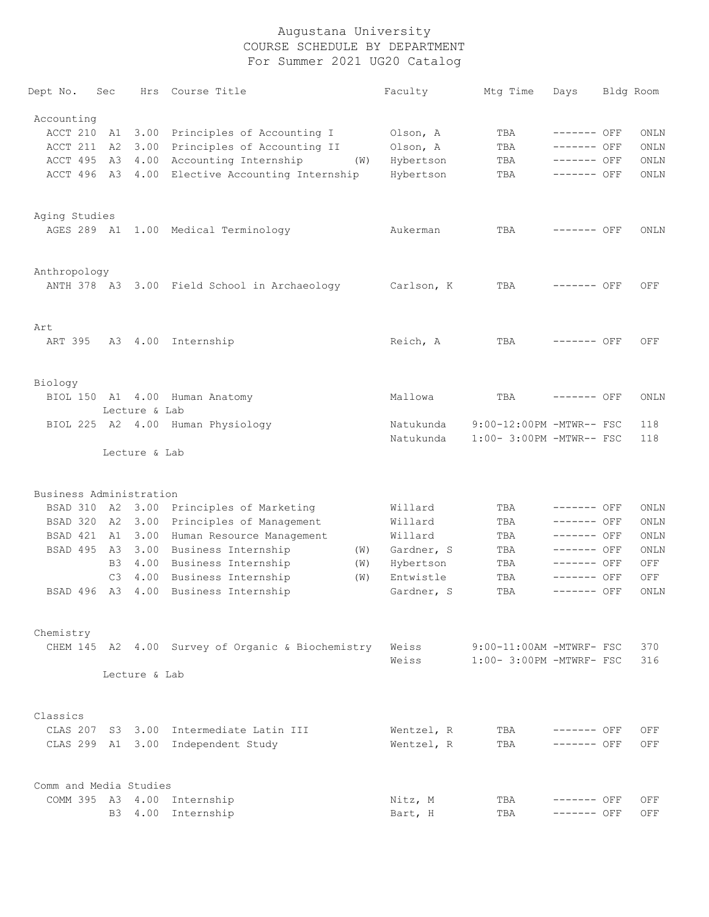# Augustana University
## COURSE SCHEDULE BY DEPARTMENT
## For Summer 2021 UG20 Catalog

| Dept No. | Sec | Hrs | Course Title | | Faculty | Mtg Time | Days | Bldg | Room |
|---|---|---|---|---|---|---|---|---|---|
| **Accounting** | | | | | | | | | |
| ACCT 210 | A1 | 3.00 | Principles of Accounting I | | Olson, A | TBA | ------- | OFF | ONLN |
| ACCT 211 | A2 | 3.00 | Principles of Accounting II | | Olson, A | TBA | ------- | OFF | ONLN |
| ACCT 495 | A3 | 4.00 | Accounting Internship | (W) | Hybertson | TBA | ------- | OFF | ONLN |
| ACCT 496 | A3 | 4.00 | Elective Accounting Internship | | Hybertson | TBA | ------- | OFF | ONLN |
| **Aging Studies** | | | | | | | | | |
| AGES 289 | A1 | 1.00 | Medical Terminology | | Aukerman | TBA | ------- | OFF | ONLN |
| **Anthropology** | | | | | | | | | |
| ANTH 378 | A3 | 3.00 | Field School in Archaeology | | Carlson, K | TBA | ------- | OFF | OFF |
| **Art** | | | | | | | | | |
| ART 395 | A3 | 4.00 | Internship | | Reich, A | TBA | ------- | OFF | OFF |
| **Biology** | | | | | | | | | |
| BIOL 150 | A1 | 4.00 | Human Anatomy | | Mallowa | TBA | ------- | OFF | ONLN |
| | Lecture & Lab | | | | | | | | |
| BIOL 225 | A2 | 4.00 | Human Physiology | | Natukunda | 9:00-12:00PM | -MTWR-- | FSC | 118 |
| | | | | | Natukunda | 1:00- 3:00PM | -MTWR-- | FSC | 118 |
| | Lecture & Lab | | | | | | | | |
| **Business Administration** | | | | | | | | | |
| BSAD 310 | A2 | 3.00 | Principles of Marketing | | Willard | TBA | ------- | OFF | ONLN |
| BSAD 320 | A2 | 3.00 | Principles of Management | | Willard | TBA | ------- | OFF | ONLN |
| BSAD 421 | A1 | 3.00 | Human Resource Management | | Willard | TBA | ------- | OFF | ONLN |
| BSAD 495 | A3 | 3.00 | Business Internship | (W) | Gardner, S | TBA | ------- | OFF | ONLN |
| | B3 | 4.00 | Business Internship | (W) | Hybertson | TBA | ------- | OFF | OFF |
| | C3 | 4.00 | Business Internship | (W) | Entwistle | TBA | ------- | OFF | OFF |
| BSAD 496 | A3 | 4.00 | Business Internship | | Gardner, S | TBA | ------- | OFF | ONLN |
| **Chemistry** | | | | | | | | | |
| CHEM 145 | A2 | 4.00 | Survey of Organic & Biochemistry | | Weiss | 9:00-11:00AM | -MTWRF- | FSC | 370 |
| | | | | | Weiss | 1:00- 3:00PM | -MTWRF- | FSC | 316 |
| | Lecture & Lab | | | | | | | | |
| **Classics** | | | | | | | | | |
| CLAS 207 | S3 | 3.00 | Intermediate Latin III | | Wentzel, R | TBA | ------- | OFF | OFF |
| CLAS 299 | A1 | 3.00 | Independent Study | | Wentzel, R | TBA | ------- | OFF | OFF |
| **Comm and Media Studies** | | | | | | | | | |
| COMM 395 | A3 | 4.00 | Internship | | Nitz, M | TBA | ------- | OFF | OFF |
| | B3 | 4.00 | Internship | | Bart, H | TBA | ------- | OFF | OFF |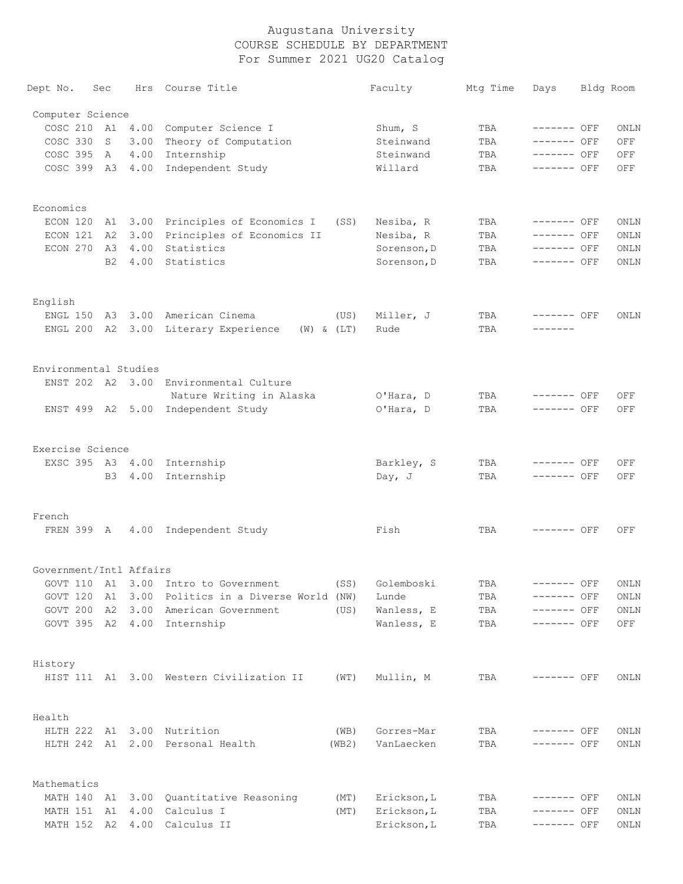# Augustana University
## COURSE SCHEDULE BY DEPARTMENT
## For Summer 2021 UG20 Catalog

| Dept No. | Sec | Hrs | Course Title | | Faculty | Mtg Time | Days | Bldg | Room |
|---|---|---|---|---|---|---|---|---|---|
| **Computer Science** | | | | | | | | | |
| COSC 210 | A1 | 4.00 | Computer Science I | | Shum, S | TBA | ------- | OFF | ONLN |
| COSC 330 | S | 3.00 | Theory of Computation | | Steinwand | TBA | ------- | OFF | OFF |
| COSC 395 | A | 4.00 | Internship | | Steinwand | TBA | ------- | OFF | OFF |
| COSC 399 | A3 | 4.00 | Independent Study | | Willard | TBA | ------- | OFF | OFF |
| **Economics** | | | | | | | | | |
| ECON 120 | A1 | 3.00 | Principles of Economics I | (SS) | Nesiba, R | TBA | ------- | OFF | ONLN |
| ECON 121 | A2 | 3.00 | Principles of Economics II | | Nesiba, R | TBA | ------- | OFF | ONLN |
| ECON 270 | A3 | 4.00 | Statistics | | Sorenson,D | TBA | ------- | OFF | ONLN |
| | B2 | 4.00 | Statistics | | Sorenson,D | TBA | ------- | OFF | ONLN |
| **English** | | | | | | | | | |
| ENGL 150 | A3 | 3.00 | American Cinema | (US) | Miller, J | TBA | ------- | OFF | ONLN |
| ENGL 200 | A2 | 3.00 | Literary Experience | (W) & (LT) | Rude | TBA | ------- | | |
| **Environmental Studies** | | | | | | | | | |
| ENST 202 | A2 | 3.00 | Environmental Culture Nature Writing in Alaska | | O'Hara, D | TBA | ------- | OFF | OFF |
| ENST 499 | A2 | 5.00 | Independent Study | | O'Hara, D | TBA | ------- | OFF | OFF |
| **Exercise Science** | | | | | | | | | |
| EXSC 395 | A3 | 4.00 | Internship | | Barkley, S | TBA | ------- | OFF | OFF |
| | B3 | 4.00 | Internship | | Day, J | TBA | ------- | OFF | OFF |
| **French** | | | | | | | | | |
| FREN 399 | A | 4.00 | Independent Study | | Fish | TBA | ------- | OFF | OFF |
| **Government/Intl Affairs** | | | | | | | | | |
| GOVT 110 | A1 | 3.00 | Intro to Government | (SS) | Golemboski | TBA | ------- | OFF | ONLN |
| GOVT 120 | A1 | 3.00 | Politics in a Diverse World | (NW) | Lunde | TBA | ------- | OFF | ONLN |
| GOVT 200 | A2 | 3.00 | American Government | (US) | Wanless, E | TBA | ------- | OFF | ONLN |
| GOVT 395 | A2 | 4.00 | Internship | | Wanless, E | TBA | ------- | OFF | OFF |
| **History** | | | | | | | | | |
| HIST 111 | A1 | 3.00 | Western Civilization II | (WT) | Mullin, M | TBA | ------- | OFF | ONLN |
| **Health** | | | | | | | | | |
| HLTH 222 | A1 | 3.00 | Nutrition | (WB) | Gorres-Mar | TBA | ------- | OFF | ONLN |
| HLTH 242 | A1 | 2.00 | Personal Health | (WB2) | VanLaecken | TBA | ------- | OFF | ONLN |
| **Mathematics** | | | | | | | | | |
| MATH 140 | A1 | 3.00 | Quantitative Reasoning | (MT) | Erickson,L | TBA | ------- | OFF | ONLN |
| MATH 151 | A1 | 4.00 | Calculus I | (MT) | Erickson,L | TBA | ------- | OFF | ONLN |
| MATH 152 | A2 | 4.00 | Calculus II | | Erickson,L | TBA | ------- | OFF | ONLN |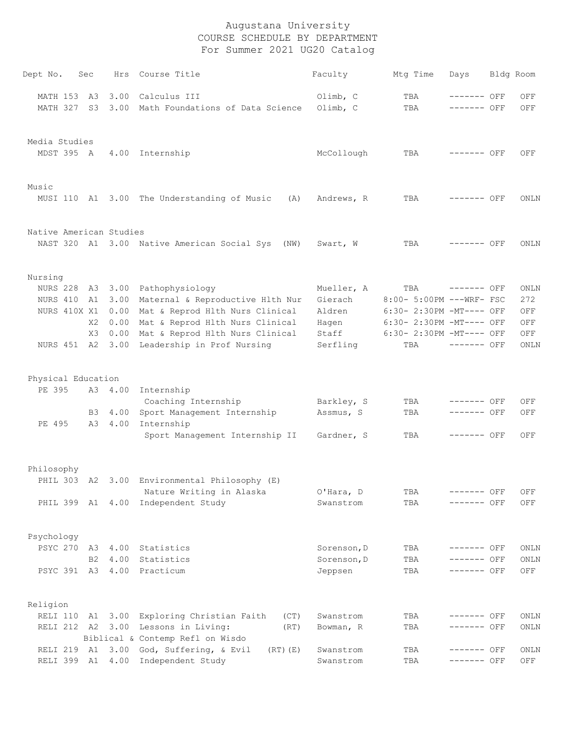# Augustana University
## COURSE SCHEDULE BY DEPARTMENT
### For Summer 2021 UG20 Catalog

| Dept No. | Sec | Hrs | Course Title | Faculty | Mtg Time | Days | Bldg | Room |
|---|---|---|---|---|---|---|---|---|
| MATH 153 | A3 | 3.00 | Calculus III | Olimb, C | TBA | ------- | OFF | OFF |
| MATH 327 | S3 | 3.00 | Math Foundations of Data Science | Olimb, C | TBA | ------- | OFF | OFF |
| **Media Studies** | | | | | | | | |
| MDST 395 | A | 4.00 | Internship | McCollough | TBA | ------- | OFF | OFF |
| **Music** | | | | | | | | |
| MUSI 110 | A1 | 3.00 | The Understanding of Music (A) | Andrews, R | TBA | ------- | OFF | ONLN |
| **Native American Studies** | | | | | | | | |
| NAST 320 | A1 | 3.00 | Native American Social Sys (NW) | Swart, W | TBA | ------- | OFF | ONLN |
| **Nursing** | | | | | | | | |
| NURS 228 | A3 | 3.00 | Pathophysiology | Mueller, A | TBA | ------- | OFF | ONLN |
| NURS 410 | A1 | 3.00 | Maternal & Reproductive Hlth Nur | Gierach | 8:00- 5:00PM | ---WRF- | FSC | 272 |
| NURS 410X | X1 | 0.00 | Mat & Reprod Hlth Nurs Clinical | Aldren | 6:30- 2:30PM | -MT---- | OFF | OFF |
| | X2 | 0.00 | Mat & Reprod Hlth Nurs Clinical | Hagen | 6:30- 2:30PM | -MT---- | OFF | OFF |
| | X3 | 0.00 | Mat & Reprod Hlth Nurs Clinical | Staff | 6:30- 2:30PM | -MT---- | OFF | OFF |
| NURS 451 | A2 | 3.00 | Leadership in Prof Nursing | Serfling | TBA | ------- | OFF | ONLN |
| **Physical Education** | | | | | | | | |
| PE 395 | A3 | 4.00 | Internship<br>Coaching Internship | Barkley, S | TBA | ------- | OFF | OFF |
| | B3 | 4.00 | Sport Management Internship | Assmus, S | TBA | ------- | OFF | OFF |
| PE 495 | A3 | 4.00 | Internship<br>Sport Management Internship II | Gardner, S | TBA | ------- | OFF | OFF |
| **Philosophy** | | | | | | | | |
| PHIL 303 | A2 | 3.00 | Environmental Philosophy (E)<br>Nature Writing in Alaska | O'Hara, D | TBA | ------- | OFF | OFF |
| PHIL 399 | A1 | 4.00 | Independent Study | Swanstrom | TBA | ------- | OFF | OFF |
| **Psychology** | | | | | | | | |
| PSYC 270 | A3 | 4.00 | Statistics | Sorenson,D | TBA | ------- | OFF | ONLN |
| | B2 | 4.00 | Statistics | Sorenson,D | TBA | ------- | OFF | ONLN |
| PSYC 391 | A3 | 4.00 | Practicum | Jeppsen | TBA | ------- | OFF | OFF |
| **Religion** | | | | | | | | |
| RELI 110 | A1 | 3.00 | Exploring Christian Faith (CT) | Swanstrom | TBA | ------- | OFF | ONLN |
| RELI 212 | A2 | 3.00 | Lessons in Living: (RT)<br>Biblical & Contemp Refl on Wisdo | Bowman, R | TBA | ------- | OFF | ONLN |
| RELI 219 | A1 | 3.00 | God, Suffering, & Evil (RT)(E) | Swanstrom | TBA | ------- | OFF | ONLN |
| RELI 399 | A1 | 4.00 | Independent Study | Swanstrom | TBA | ------- | OFF | OFF |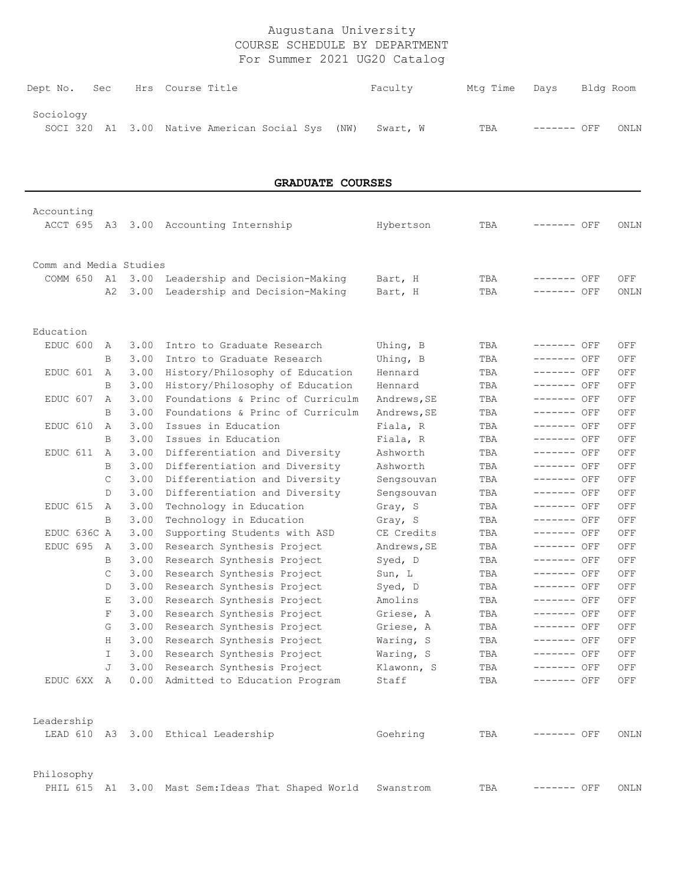# Augustana University
## COURSE SCHEDULE BY DEPARTMENT
### For Summer 2021 UG20 Catalog

| Dept No. | Sec | Hrs | Course Title | Faculty | Mtg Time | Days | Bldg | Room |
|---|---|---|---|---|---|---|---|---|
| **Sociology** | | | | | | | | |
| SOCI 320 | A1 | 3.00 | Native American Social Sys (NW) | Swart, W | TBA | ------- | OFF | ONLN |

## GRADUATE COURSES

| Dept No. | Sec | Hrs | Course Title | Faculty | Mtg Time | Days | Bldg | Room |
|---|---|---|---|---|---|---|---|---|
| **Accounting** | | | | | | | | |
| ACCT 695 | A3 | 3.00 | Accounting Internship | Hybertson | TBA | ------- | OFF | ONLN |
| **Comm and Media Studies** | | | | | | | | |
| COMM 650 | A1 | 3.00 | Leadership and Decision-Making | Bart, H | TBA | ------- | OFF | OFF |
| | A2 | 3.00 | Leadership and Decision-Making | Bart, H | TBA | ------- | OFF | ONLN |
| **Education** | | | | | | | | |
| EDUC 600 | A | 3.00 | Intro to Graduate Research | Uhing, B | TBA | ------- | OFF | OFF |
| | B | 3.00 | Intro to Graduate Research | Uhing, B | TBA | ------- | OFF | OFF |
| EDUC 601 | A | 3.00 | History/Philosophy of Education | Hennard | TBA | ------- | OFF | OFF |
| | B | 3.00 | History/Philosophy of Education | Hennard | TBA | ------- | OFF | OFF |
| EDUC 607 | A | 3.00 | Foundations & Princ of Curriculm | Andrews,SE | TBA | ------- | OFF | OFF |
| | B | 3.00 | Foundations & Princ of Curriculm | Andrews,SE | TBA | ------- | OFF | OFF |
| EDUC 610 | A | 3.00 | Issues in Education | Fiala, R | TBA | ------- | OFF | OFF |
| | B | 3.00 | Issues in Education | Fiala, R | TBA | ------- | OFF | OFF |
| EDUC 611 | A | 3.00 | Differentiation and Diversity | Ashworth | TBA | ------- | OFF | OFF |
| | B | 3.00 | Differentiation and Diversity | Ashworth | TBA | ------- | OFF | OFF |
| | C | 3.00 | Differentiation and Diversity | Sengsouvan | TBA | ------- | OFF | OFF |
| | D | 3.00 | Differentiation and Diversity | Sengsouvan | TBA | ------- | OFF | OFF |
| EDUC 615 | A | 3.00 | Technology in Education | Gray, S | TBA | ------- | OFF | OFF |
| | B | 3.00 | Technology in Education | Gray, S | TBA | ------- | OFF | OFF |
| EDUC 636C | A | 3.00 | Supporting Students with ASD | CE Credits | TBA | ------- | OFF | OFF |
| EDUC 695 | A | 3.00 | Research Synthesis Project | Andrews,SE | TBA | ------- | OFF | OFF |
| | B | 3.00 | Research Synthesis Project | Syed, D | TBA | ------- | OFF | OFF |
| | C | 3.00 | Research Synthesis Project | Sun, L | TBA | ------- | OFF | OFF |
| | D | 3.00 | Research Synthesis Project | Syed, D | TBA | ------- | OFF | OFF |
| | E | 3.00 | Research Synthesis Project | Amolins | TBA | ------- | OFF | OFF |
| | F | 3.00 | Research Synthesis Project | Griese, A | TBA | ------- | OFF | OFF |
| | G | 3.00 | Research Synthesis Project | Griese, A | TBA | ------- | OFF | OFF |
| | H | 3.00 | Research Synthesis Project | Waring, S | TBA | ------- | OFF | OFF |
| | I | 3.00 | Research Synthesis Project | Waring, S | TBA | ------- | OFF | OFF |
| | J | 3.00 | Research Synthesis Project | Klawonn, S | TBA | ------- | OFF | OFF |
| EDUC 6XX | A | 0.00 | Admitted to Education Program | Staff | TBA | ------- | OFF | OFF |
| **Leadership** | | | | | | | | |
| LEAD 610 | A3 | 3.00 | Ethical Leadership | Goehring | TBA | ------- | OFF | ONLN |
| **Philosophy** | | | | | | | | |
| PHIL 615 | A1 | 3.00 | Mast Sem:Ideas That Shaped World | Swanstrom | TBA | ------- | OFF | ONLN |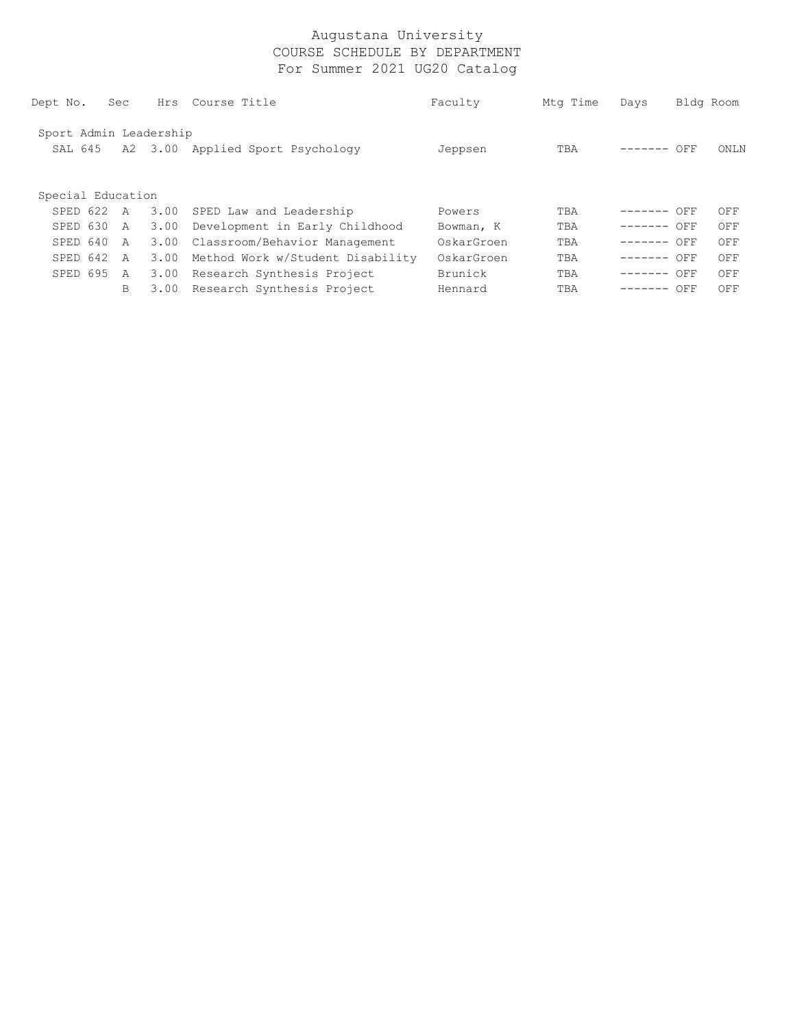# Augustana University
## COURSE SCHEDULE BY DEPARTMENT
### For Summer 2021 UG20 Catalog

| Dept No. | Sec | Hrs | Course Title | Faculty | Mtg Time | Days | Bldg | Room |
|---|---|---|---|---|---|---|---|---|
| **Sport Admin Leadership** | | | | | | | | |
| SAL 645 | A2 | 3.00 | Applied Sport Psychology | Jeppsen | TBA | ------- | OFF | ONLN |
| **Special Education** | | | | | | | | |
| SPED 622 | A | 3.00 | SPED Law and Leadership | Powers | TBA | ------- | OFF | OFF |
| SPED 630 | A | 3.00 | Development in Early Childhood | Bowman, K | TBA | ------- | OFF | OFF |
| SPED 640 | A | 3.00 | Classroom/Behavior Management | OskarGroen | TBA | ------- | OFF | OFF |
| SPED 642 | A | 3.00 | Method Work w/Student Disability | OskarGroen | TBA | ------- | OFF | OFF |
| SPED 695 | A | 3.00 | Research Synthesis Project | Brunick | TBA | ------- | OFF | OFF |
| | B | 3.00 | Research Synthesis Project | Hennard | TBA | ------- | OFF | OFF |